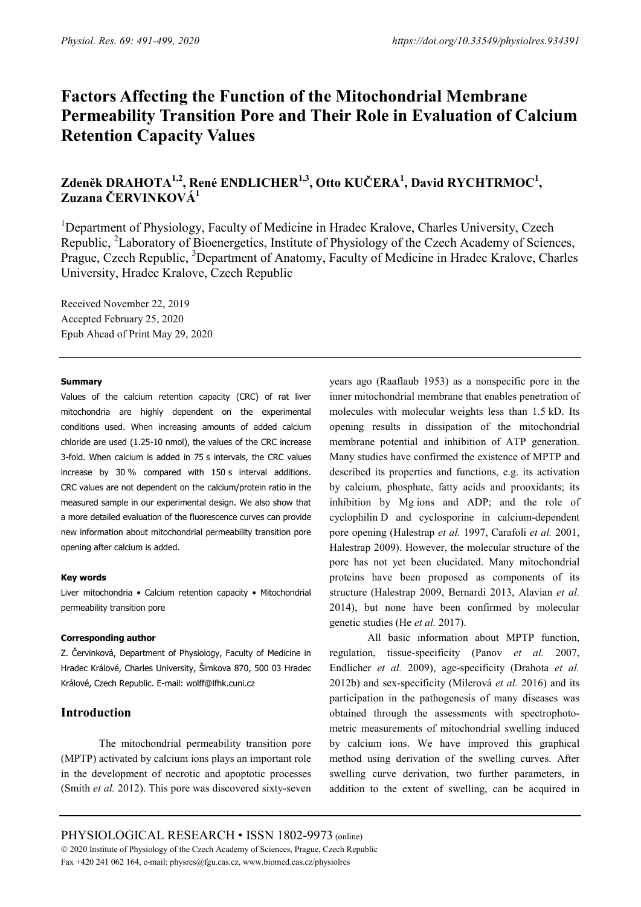# Factors Affecting the Function of the Mitochondrial Membrane Permeability Transition Pore and Their Role in Evaluation of Calcium Retention Capacity Values

**Zdeněk DRAHOTA[1,2], René ENDLICHER[1,3], Otto KUČERA[1], David RYCHTRMOC[1], Zuzana ČERVINKOVÁ[1]**

[1]Department of Physiology, Faculty of Medicine in Hradec Kralove, Charles University, Czech Republic, [2]Laboratory of Bioenergetics, Institute of Physiology of the Czech Academy of Sciences, Prague, Czech Republic, [3]Department of Anatomy, Faculty of Medicine in Hradec Kralove, Charles University, Hradec Kralove, Czech Republic

Received November 22, 2019
Accepted February 25, 2020
Epub Ahead of Print May 29, 2020

#### Summary

Values of the calcium retention capacity (CRC) of rat liver mitochondria are highly dependent on the experimental conditions used. When increasing amounts of added calcium chloride are used (1.25-10 nmol), the values of the CRC increase 3-fold. When calcium is added in 75 s intervals, the CRC values increase by 30 % compared with 150 s interval additions. CRC values are not dependent on the calcium/protein ratio in the measured sample in our experimental design. We also show that a more detailed evaluation of the fluorescence curves can provide new information about mitochondrial permeability transition pore opening after calcium is added.

#### Key words

Liver mitochondria • Calcium retention capacity • Mitochondrial permeability transition pore

#### Corresponding author

Z. Červinková, Department of Physiology, Faculty of Medicine in Hradec Králové, Charles University, Šimkova 870, 500 03 Hradec Králové, Czech Republic. E-mail: wolff@lfhk.cuni.cz

## Introduction

The mitochondrial permeability transition pore (MPTP) activated by calcium ions plays an important role in the development of necrotic and apoptotic processes (Smith *et al.* 2012). This pore was discovered sixty-seven years ago (Raaflaub 1953) as a nonspecific pore in the inner mitochondrial membrane that enables penetration of molecules with molecular weights less than 1.5 kD. Its opening results in dissipation of the mitochondrial membrane potential and inhibition of ATP generation. Many studies have confirmed the existence of MPTP and described its properties and functions, e.g. its activation by calcium, phosphate, fatty acids and prooxidants; its inhibition by Mg ions and ADP; and the role of cyclophilin D and cyclosporine in calcium-dependent pore opening (Halestrap *et al.* 1997, Carafoli *et al.* 2001, Halestrap 2009). However, the molecular structure of the pore has not yet been elucidated. Many mitochondrial proteins have been proposed as components of its structure (Halestrap 2009, Bernardi 2013, Alavian *et al.* 2014), but none have been confirmed by molecular genetic studies (He *et al.* 2017).

All basic information about MPTP function, regulation, tissue-specificity (Panov *et al.* 2007, Endlicher *et al.* 2009), age-specificity (Drahota *et al.* 2012b) and sex-specificity (Milerová *et al.* 2016) and its participation in the pathogenesis of many diseases was obtained through the assessments with spectrophotometric measurements of mitochondrial swelling induced by calcium ions. We have improved this graphical method using derivation of the swelling curves. After swelling curve derivation, two further parameters, in addition to the extent of swelling, can be acquired in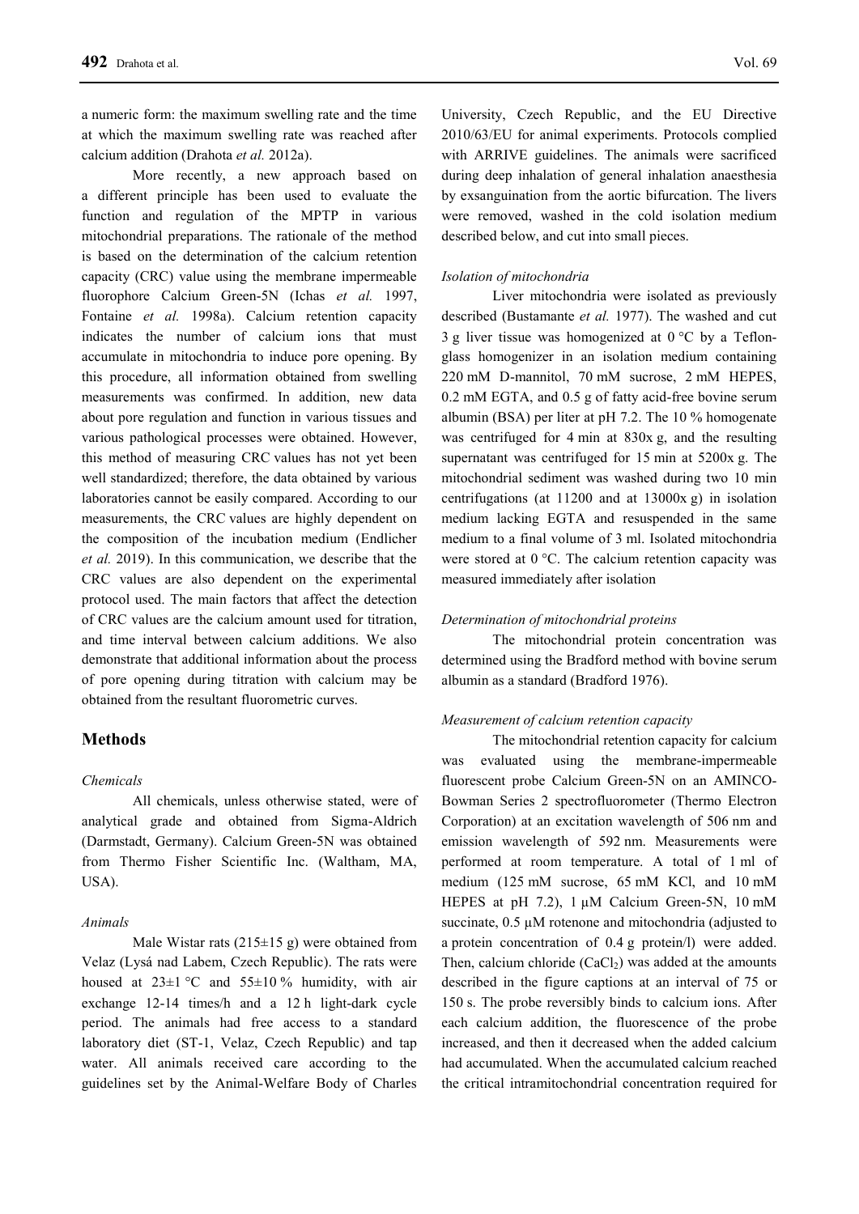a numeric form: the maximum swelling rate and the time at which the maximum swelling rate was reached after calcium addition (Drahota *et al.* 2012a).

More recently, a new approach based on a different principle has been used to evaluate the function and regulation of the MPTP in various mitochondrial preparations. The rationale of the method is based on the determination of the calcium retention capacity (CRC) value using the membrane impermeable fluorophore Calcium Green-5N (Ichas *et al.* 1997, Fontaine *et al.* 1998a). Calcium retention capacity indicates the number of calcium ions that must accumulate in mitochondria to induce pore opening. By this procedure, all information obtained from swelling measurements was confirmed. In addition, new data about pore regulation and function in various tissues and various pathological processes were obtained. However, this method of measuring CRC values has not yet been well standardized; therefore, the data obtained by various laboratories cannot be easily compared. According to our measurements, the CRC values are highly dependent on the composition of the incubation medium (Endlicher *et al.* 2019). In this communication, we describe that the CRC values are also dependent on the experimental protocol used. The main factors that affect the detection of CRC values are the calcium amount used for titration, and time interval between calcium additions. We also demonstrate that additional information about the process of pore opening during titration with calcium may be obtained from the resultant fluorometric curves.

## Methods

### *Chemicals*

All chemicals, unless otherwise stated, were of analytical grade and obtained from Sigma-Aldrich (Darmstadt, Germany). Calcium Green-5N was obtained from Thermo Fisher Scientific Inc. (Waltham, MA, USA).

### *Animals*

Male Wistar rats (215±15 g) were obtained from Velaz (Lysá nad Labem, Czech Republic). The rats were housed at 23±1 °C and 55±10 % humidity, with air exchange 12-14 times/h and a 12 h light-dark cycle period. The animals had free access to a standard laboratory diet (ST-1, Velaz, Czech Republic) and tap water. All animals received care according to the guidelines set by the Animal-Welfare Body of Charles University, Czech Republic, and the EU Directive 2010/63/EU for animal experiments. Protocols complied with ARRIVE guidelines. The animals were sacrificed during deep inhalation of general inhalation anaesthesia by exsanguination from the aortic bifurcation. The livers were removed, washed in the cold isolation medium described below, and cut into small pieces.

### *Isolation of mitochondria*

Liver mitochondria were isolated as previously described (Bustamante *et al.* 1977). The washed and cut 3 g liver tissue was homogenized at 0 °C by a Teflon-glass homogenizer in an isolation medium containing 220 mM D-mannitol, 70 mM sucrose, 2 mM HEPES, 0.2 mM EGTA, and 0.5 g of fatty acid-free bovine serum albumin (BSA) per liter at pH 7.2. The 10 % homogenate was centrifuged for 4 min at 830x g, and the resulting supernatant was centrifuged for 15 min at 5200x g. The mitochondrial sediment was washed during two 10 min centrifugations (at 11200 and at 13000x g) in isolation medium lacking EGTA and resuspended in the same medium to a final volume of 3 ml. Isolated mitochondria were stored at 0 °C. The calcium retention capacity was measured immediately after isolation

### *Determination of mitochondrial proteins*

The mitochondrial protein concentration was determined using the Bradford method with bovine serum albumin as a standard (Bradford 1976).

### *Measurement of calcium retention capacity*

The mitochondrial retention capacity for calcium was evaluated using the membrane-impermeable fluorescent probe Calcium Green-5N on an AMINCO-Bowman Series 2 spectrofluorometer (Thermo Electron Corporation) at an excitation wavelength of 506 nm and emission wavelength of 592 nm. Measurements were performed at room temperature. A total of 1 ml of medium (125 mM sucrose, 65 mM KCl, and 10 mM HEPES at pH 7.2), 1 µM Calcium Green-5N, 10 mM succinate, 0.5 µM rotenone and mitochondria (adjusted to a protein concentration of 0.4 g protein/l) were added. Then, calcium chloride ($CaCl_2$) was added at the amounts described in the figure captions at an interval of 75 or 150 s. The probe reversibly binds to calcium ions. After each calcium addition, the fluorescence of the probe increased, and then it decreased when the added calcium had accumulated. When the accumulated calcium reached the critical intramitochondrial concentration required for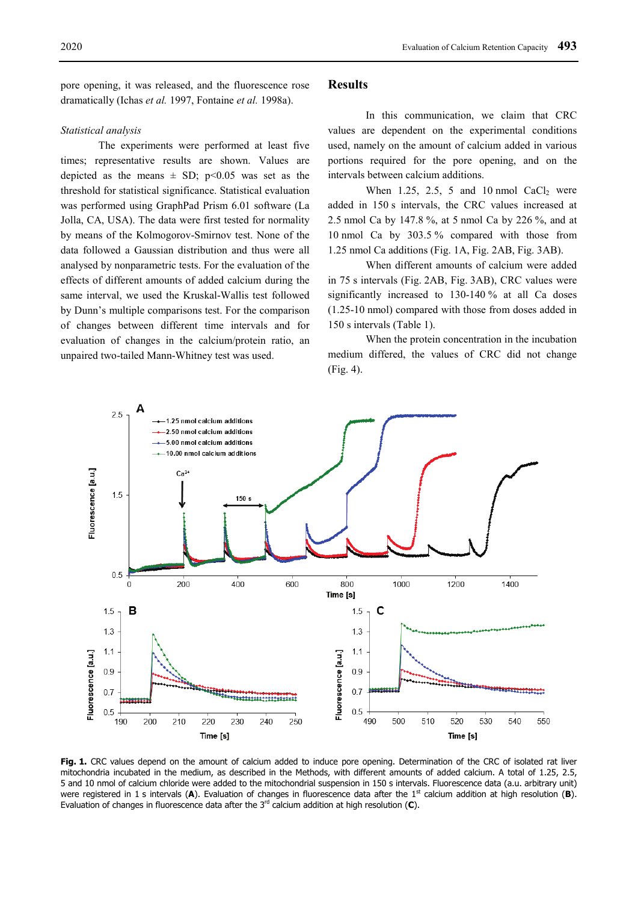pore opening, it was released, and the fluorescence rose dramatically (Ichas *et al.* 1997, Fontaine *et al.* 1998a).

*Statistical analysis*

The experiments were performed at least five times; representative results are shown. Values are depicted as the means ± SD; $p<0.05$ was set as the threshold for statistical significance. Statistical evaluation was performed using GraphPad Prism 6.01 software (La Jolla, CA, USA). The data were first tested for normality by means of the Kolmogorov-Smirnov test. None of the data followed a Gaussian distribution and thus were all analysed by nonparametric tests. For the evaluation of the effects of different amounts of added calcium during the same interval, we used the Kruskal-Wallis test followed by Dunn's multiple comparisons test. For the comparison of changes between different time intervals and for evaluation of changes in the calcium/protein ratio, an unpaired two-tailed Mann-Whitney test was used.

## Results

In this communication, we claim that CRC values are dependent on the experimental conditions used, namely on the amount of calcium added in various portions required for the pore opening, and on the intervals between calcium additions.

When 1.25, 2.5, 5 and 10 nmol $CaCl_2$ were added in 150 s intervals, the CRC values increased at 2.5 nmol Ca by 147.8 %, at 5 nmol Ca by 226 %, and at 10 nmol Ca by 303.5 % compared with those from 1.25 nmol Ca additions (Fig. 1A, Fig. 2AB, Fig. 3AB).

When different amounts of calcium were added in 75 s intervals (Fig. 2AB, Fig. 3AB), CRC values were significantly increased to 130-140 % at all Ca doses (1.25-10 nmol) compared with those from doses added in 150 s intervals (Table 1).

When the protein concentration in the incubation medium differed, the values of CRC did not change (Fig. 4).

**Fig. 1.** CRC values depend on the amount of calcium added to induce pore opening. Determination of the CRC of isolated rat liver mitochondria incubated in the medium, as described in the Methods, with different amounts of added calcium. A total of 1.25, 2.5, 5 and 10 nmol of calcium chloride were added to the mitochondrial suspension in 150 s intervals. Fluorescence data (a.u. arbitrary unit) were registered in 1 s intervals (**A**). Evaluation of changes in fluorescence data after the 1st calcium addition at high resolution (**B**). Evaluation of changes in fluorescence data after the 3rd calcium addition at high resolution (**C**).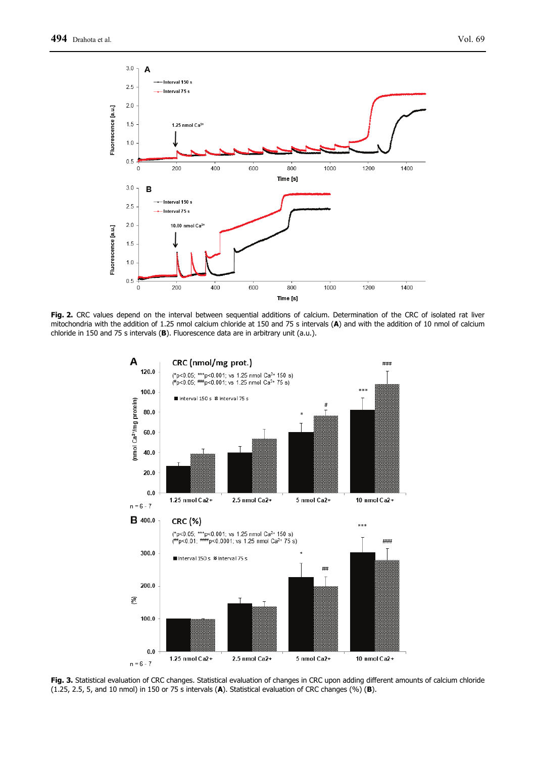**Fig. 2.** CRC values depend on the interval between sequential additions of calcium. Determination of the CRC of isolated rat liver mitochondria with the addition of 1.25 nmol calcium chloride at 150 and 75 s intervals (**A**) and with the addition of 10 nmol of calcium chloride in 150 and 75 s intervals (**B**). Fluorescence data are in arbitrary unit (a.u.).

**Fig. 3.** Statistical evaluation of CRC changes. Statistical evaluation of changes in CRC upon adding different amounts of calcium chloride (1.25, 2.5, 5, and 10 nmol) in 150 or 75 s intervals (**A**). Statistical evaluation of CRC changes (%) (**B**).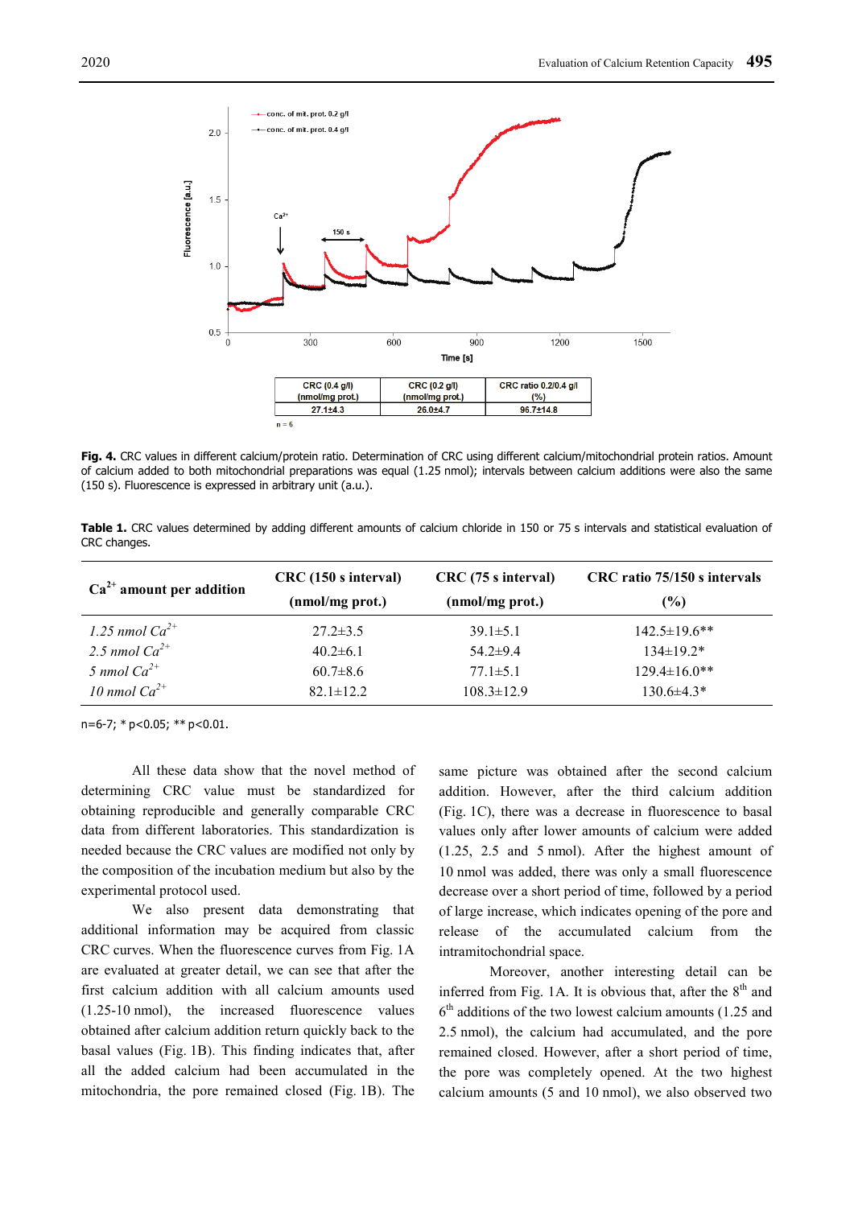| CRC (0.4 g/l) (nmol/mg prot.) | CRC (0.2 g/l) (nmol/mg prot.) | CRC ratio 0.2/0.4 g/l (%) |
|---|---|---|
| 27.1±4.3 | 26.0±4.7 | 96.7±14.8 |

n = 6

**Fig. 4.** CRC values in different calcium/protein ratio. Determination of CRC using different calcium/mitochondrial protein ratios. Amount of calcium added to both mitochondrial preparations was equal (1.25 nmol); intervals between calcium additions were also the same (150 s). Fluorescence is expressed in arbitrary unit (a.u.).

**Table 1.** CRC values determined by adding different amounts of calcium chloride in 150 or 75 s intervals and statistical evaluation of CRC changes.

| $Ca^{2+}$ amount per addition | CRC (150 s interval) (nmol/mg prot.) | CRC (75 s interval) (nmol/mg prot.) | CRC ratio 75/150 s intervals (%) |
|---|---|---|---|
| *1.25 nmol $Ca^{2+}$* | 27.2±3.5 | 39.1±5.1 | 142.5±19.6** |
| *2.5 nmol $Ca^{2+}$* | 40.2±6.1 | 54.2±9.4 | 134±19.2* |
| *5 nmol $Ca^{2+}$* | 60.7±8.6 | 77.1±5.1 | 129.4±16.0** |
| *10 nmol $Ca^{2+}$* | 82.1±12.2 | 108.3±12.9 | 130.6±4.3* |

n=6-7; * $p<0.05$; ** $p<0.01$.

All these data show that the novel method of determining CRC value must be standardized for obtaining reproducible and generally comparable CRC data from different laboratories. This standardization is needed because the CRC values are modified not only by the composition of the incubation medium but also by the experimental protocol used.

We also present data demonstrating that additional information may be acquired from classic CRC curves. When the fluorescence curves from Fig. 1A are evaluated at greater detail, we can see that after the first calcium addition with all calcium amounts used (1.25-10 nmol), the increased fluorescence values obtained after calcium addition return quickly back to the basal values (Fig. 1B). This finding indicates that, after all the added calcium had been accumulated in the mitochondria, the pore remained closed (Fig. 1B). The same picture was obtained after the second calcium addition. However, after the third calcium addition (Fig. 1C), there was a decrease in fluorescence to basal values only after lower amounts of calcium were added (1.25, 2.5 and 5 nmol). After the highest amount of 10 nmol was added, there was only a small fluorescence decrease over a short period of time, followed by a period of large increase, which indicates opening of the pore and release of the accumulated calcium from the intramitochondrial space.

Moreover, another interesting detail can be inferred from Fig. 1A. It is obvious that, after the 8th and 6th additions of the two lowest calcium amounts (1.25 and 2.5 nmol), the calcium had accumulated, and the pore remained closed. However, after a short period of time, the pore was completely opened. At the two highest calcium amounts (5 and 10 nmol), we also observed two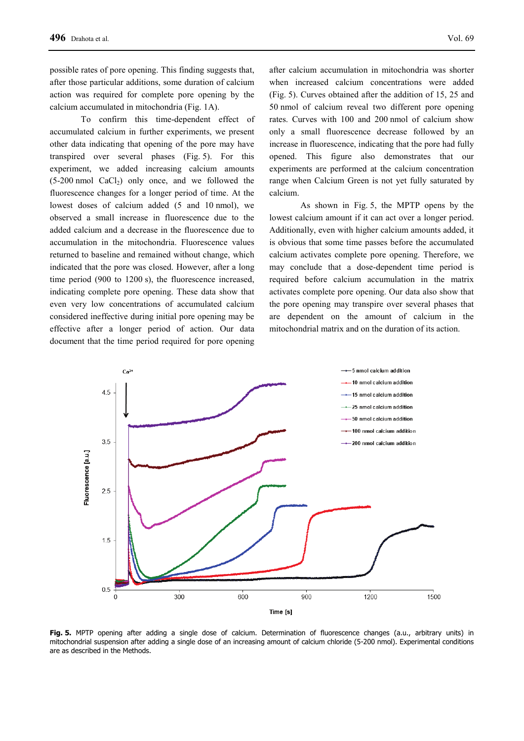possible rates of pore opening. This finding suggests that, after those particular additions, some duration of calcium action was required for complete pore opening by the calcium accumulated in mitochondria (Fig. 1A).

To confirm this time-dependent effect of accumulated calcium in further experiments, we present other data indicating that opening of the pore may have transpired over several phases (Fig. 5). For this experiment, we added increasing calcium amounts (5-200 nmol $CaCl_2$) only once, and we followed the fluorescence changes for a longer period of time. At the lowest doses of calcium added (5 and 10 nmol), we observed a small increase in fluorescence due to the added calcium and a decrease in the fluorescence due to accumulation in the mitochondria. Fluorescence values returned to baseline and remained without change, which indicated that the pore was closed. However, after a long time period (900 to 1200 s), the fluorescence increased, indicating complete pore opening. These data show that even very low concentrations of accumulated calcium considered ineffective during initial pore opening may be effective after a longer period of action. Our data document that the time period required for pore opening after calcium accumulation in mitochondria was shorter when increased calcium concentrations were added (Fig. 5). Curves obtained after the addition of 15, 25 and 50 nmol of calcium reveal two different pore opening rates. Curves with 100 and 200 nmol of calcium show only a small fluorescence decrease followed by an increase in fluorescence, indicating that the pore had fully opened. This figure also demonstrates that our experiments are performed at the calcium concentration range when Calcium Green is not yet fully saturated by calcium.

As shown in Fig. 5, the MPTP opens by the lowest calcium amount if it can act over a longer period. Additionally, even with higher calcium amounts added, it is obvious that some time passes before the accumulated calcium activates complete pore opening. Therefore, we may conclude that a dose-dependent time period is required before calcium accumulation in the matrix activates complete pore opening. Our data also show that the pore opening may transpire over several phases that are dependent on the amount of calcium in the mitochondrial matrix and on the duration of its action.

**Fig. 5.** MPTP opening after adding a single dose of calcium. Determination of fluorescence changes (a.u., arbitrary units) in mitochondrial suspension after adding a single dose of an increasing amount of calcium chloride (5-200 nmol). Experimental conditions are as described in the Methods.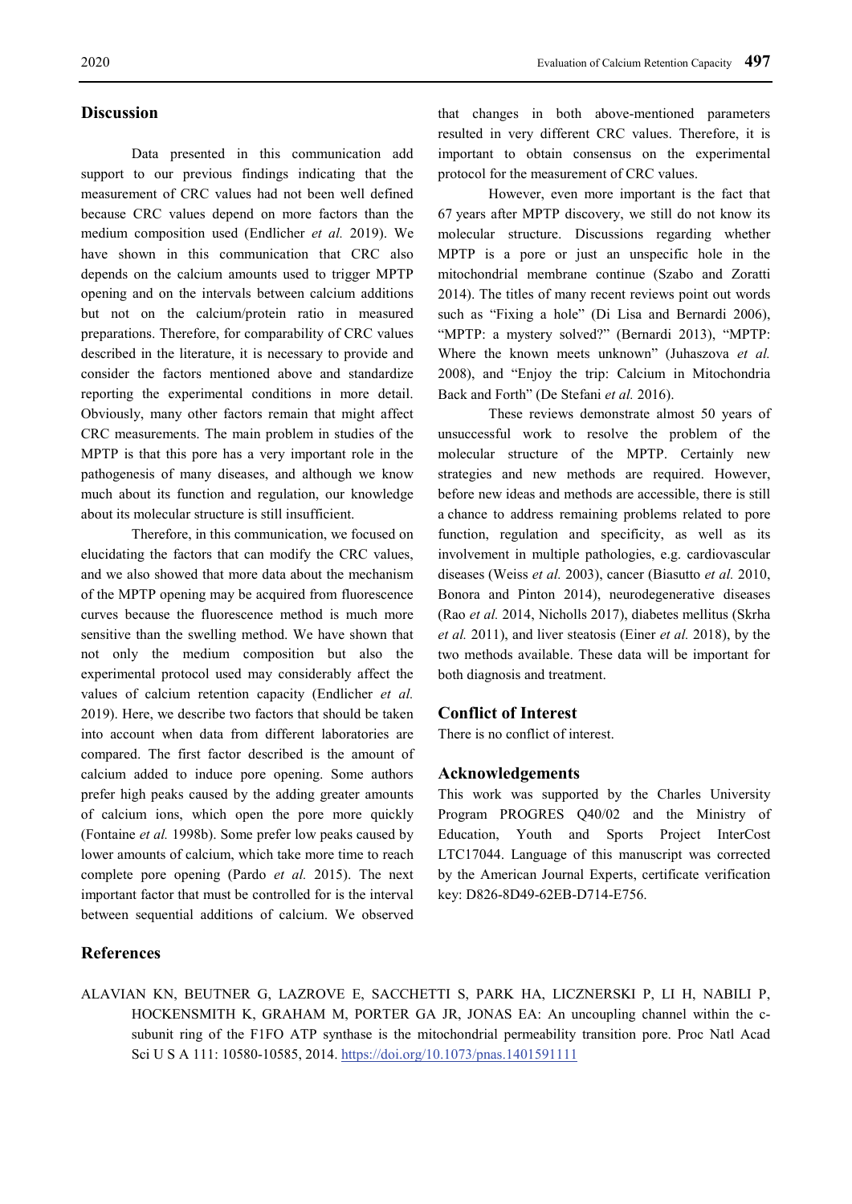## Discussion

Data presented in this communication add support to our previous findings indicating that the measurement of CRC values had not been well defined because CRC values depend on more factors than the medium composition used (Endlicher *et al.* 2019). We have shown in this communication that CRC also depends on the calcium amounts used to trigger MPTP opening and on the intervals between calcium additions but not on the calcium/protein ratio in measured preparations. Therefore, for comparability of CRC values described in the literature, it is necessary to provide and consider the factors mentioned above and standardize reporting the experimental conditions in more detail. Obviously, many other factors remain that might affect CRC measurements. The main problem in studies of the MPTP is that this pore has a very important role in the pathogenesis of many diseases, and although we know much about its function and regulation, our knowledge about its molecular structure is still insufficient.

Therefore, in this communication, we focused on elucidating the factors that can modify the CRC values, and we also showed that more data about the mechanism of the MPTP opening may be acquired from fluorescence curves because the fluorescence method is much more sensitive than the swelling method. We have shown that not only the medium composition but also the experimental protocol used may considerably affect the values of calcium retention capacity (Endlicher *et al.* 2019). Here, we describe two factors that should be taken into account when data from different laboratories are compared. The first factor described is the amount of calcium added to induce pore opening. Some authors prefer high peaks caused by the adding greater amounts of calcium ions, which open the pore more quickly (Fontaine *et al.* 1998b). Some prefer low peaks caused by lower amounts of calcium, which take more time to reach complete pore opening (Pardo *et al.* 2015). The next important factor that must be controlled for is the interval between sequential additions of calcium. We observed that changes in both above-mentioned parameters resulted in very different CRC values. Therefore, it is important to obtain consensus on the experimental protocol for the measurement of CRC values.

However, even more important is the fact that 67 years after MPTP discovery, we still do not know its molecular structure. Discussions regarding whether MPTP is a pore or just an unspecific hole in the mitochondrial membrane continue (Szabo and Zoratti 2014). The titles of many recent reviews point out words such as "Fixing a hole" (Di Lisa and Bernardi 2006), "MPTP: a mystery solved?" (Bernardi 2013), "MPTP: Where the known meets unknown" (Juhaszova *et al.* 2008), and "Enjoy the trip: Calcium in Mitochondria Back and Forth" (De Stefani *et al.* 2016).

These reviews demonstrate almost 50 years of unsuccessful work to resolve the problem of the molecular structure of the MPTP. Certainly new strategies and new methods are required. However, before new ideas and methods are accessible, there is still a chance to address remaining problems related to pore function, regulation and specificity, as well as its involvement in multiple pathologies, e.g. cardiovascular diseases (Weiss *et al.* 2003), cancer (Biasutto *et al.* 2010, Bonora and Pinton 2014), neurodegenerative diseases (Rao *et al.* 2014, Nicholls 2017), diabetes mellitus (Skrha *et al.* 2011), and liver steatosis (Einer *et al.* 2018), by the two methods available. These data will be important for both diagnosis and treatment.

## Conflict of Interest

There is no conflict of interest.

## Acknowledgements

This work was supported by the Charles University Program PROGRES Q40/02 and the Ministry of Education, Youth and Sports Project InterCost LTC17044. Language of this manuscript was corrected by the American Journal Experts, certificate verification key: D826-8D49-62EB-D714-E756.

## References

ALAVIAN KN, BEUTNER G, LAZROVE E, SACCHETTI S, PARK HA, LICZNERSKI P, LI H, NABILI P, HOCKENSMITH K, GRAHAM M, PORTER GA JR, JONAS EA: An uncoupling channel within the c-subunit ring of the F1FO ATP synthase is the mitochondrial permeability transition pore. Proc Natl Acad Sci U S A 111: 10580-10585, 2014. https://doi.org/10.1073/pnas.1401591111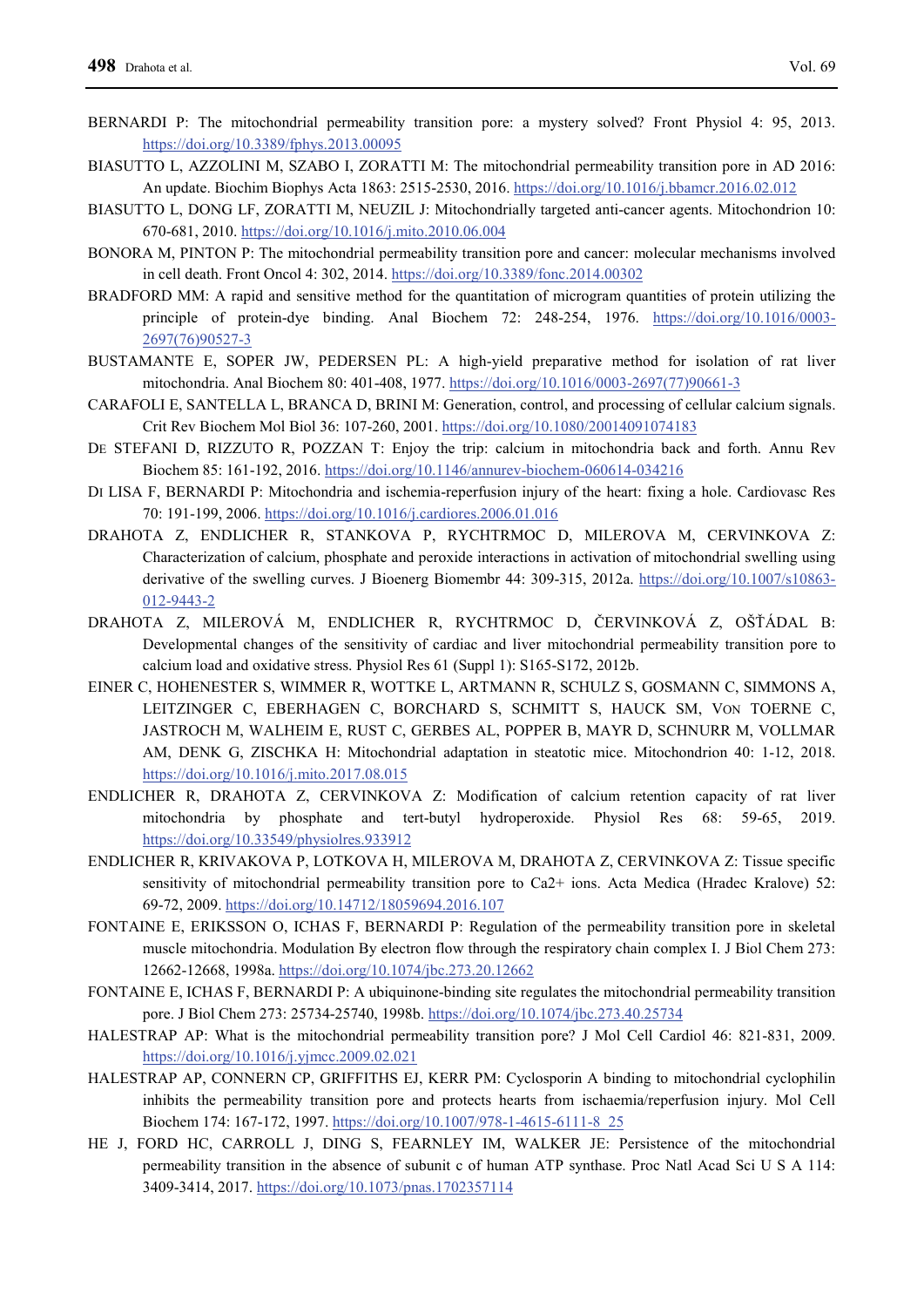BERNARDI P: The mitochondrial permeability transition pore: a mystery solved? Front Physiol 4: 95, 2013. https://doi.org/10.3389/fphys.2013.00095

BIASUTTO L, AZZOLINI M, SZABO I, ZORATTI M: The mitochondrial permeability transition pore in AD 2016: An update. Biochim Biophys Acta 1863: 2515-2530, 2016. https://doi.org/10.1016/j.bbamcr.2016.02.012

BIASUTTO L, DONG LF, ZORATTI M, NEUZIL J: Mitochondrially targeted anti-cancer agents. Mitochondrion 10: 670-681, 2010. https://doi.org/10.1016/j.mito.2010.06.004

BONORA M, PINTON P: The mitochondrial permeability transition pore and cancer: molecular mechanisms involved in cell death. Front Oncol 4: 302, 2014. https://doi.org/10.3389/fonc.2014.00302

BRADFORD MM: A rapid and sensitive method for the quantitation of microgram quantities of protein utilizing the principle of protein-dye binding. Anal Biochem 72: 248-254, 1976. https://doi.org/10.1016/0003-2697(76)90527-3

BUSTAMANTE E, SOPER JW, PEDERSEN PL: A high-yield preparative method for isolation of rat liver mitochondria. Anal Biochem 80: 401-408, 1977. https://doi.org/10.1016/0003-2697(77)90661-3

CARAFOLI E, SANTELLA L, BRANCA D, BRINI M: Generation, control, and processing of cellular calcium signals. Crit Rev Biochem Mol Biol 36: 107-260, 2001. https://doi.org/10.1080/20014091074183

DE STEFANI D, RIZZUTO R, POZZAN T: Enjoy the trip: calcium in mitochondria back and forth. Annu Rev Biochem 85: 161-192, 2016. https://doi.org/10.1146/annurev-biochem-060614-034216

DI LISA F, BERNARDI P: Mitochondria and ischemia-reperfusion injury of the heart: fixing a hole. Cardiovasc Res 70: 191-199, 2006. https://doi.org/10.1016/j.cardiores.2006.01.016

DRAHOTA Z, ENDLICHER R, STANKOVA P, RYCHTRMOC D, MILEROVA M, CERVINKOVA Z: Characterization of calcium, phosphate and peroxide interactions in activation of mitochondrial swelling using derivative of the swelling curves. J Bioenerg Biomembr 44: 309-315, 2012a. https://doi.org/10.1007/s10863-012-9443-2

DRAHOTA Z, MILEROVÁ M, ENDLICHER R, RYCHTRMOC D, ČERVINKOVÁ Z, OŠŤÁDAL B: Developmental changes of the sensitivity of cardiac and liver mitochondrial permeability transition pore to calcium load and oxidative stress. Physiol Res 61 (Suppl 1): S165-S172, 2012b.

EINER C, HOHENESTER S, WIMMER R, WOTTKE L, ARTMANN R, SCHULZ S, GOSMANN C, SIMMONS A, LEITZINGER C, EBERHAGEN C, BORCHARD S, SCHMITT S, HAUCK SM, VON TOERNE C, JASTROCH M, WALHEIM E, RUST C, GERBES AL, POPPER B, MAYR D, SCHNURR M, VOLLMAR AM, DENK G, ZISCHKA H: Mitochondrial adaptation in steatotic mice. Mitochondrion 40: 1-12, 2018. https://doi.org/10.1016/j.mito.2017.08.015

ENDLICHER R, DRAHOTA Z, CERVINKOVA Z: Modification of calcium retention capacity of rat liver mitochondria by phosphate and tert-butyl hydroperoxide. Physiol Res 68: 59-65, 2019. https://doi.org/10.33549/physiolres.933912

ENDLICHER R, KRIVAKOVA P, LOTKOVA H, MILEROVA M, DRAHOTA Z, CERVINKOVA Z: Tissue specific sensitivity of mitochondrial permeability transition pore to Ca2+ ions. Acta Medica (Hradec Kralove) 52: 69-72, 2009. https://doi.org/10.14712/18059694.2016.107

FONTAINE E, ERIKSSON O, ICHAS F, BERNARDI P: Regulation of the permeability transition pore in skeletal muscle mitochondria. Modulation By electron flow through the respiratory chain complex I. J Biol Chem 273: 12662-12668, 1998a. https://doi.org/10.1074/jbc.273.20.12662

FONTAINE E, ICHAS F, BERNARDI P: A ubiquinone-binding site regulates the mitochondrial permeability transition pore. J Biol Chem 273: 25734-25740, 1998b. https://doi.org/10.1074/jbc.273.40.25734

HALESTRAP AP: What is the mitochondrial permeability transition pore? J Mol Cell Cardiol 46: 821-831, 2009. https://doi.org/10.1016/j.yjmcc.2009.02.021

HALESTRAP AP, CONNERN CP, GRIFFITHS EJ, KERR PM: Cyclosporin A binding to mitochondrial cyclophilin inhibits the permeability transition pore and protects hearts from ischaemia/reperfusion injury. Mol Cell Biochem 174: 167-172, 1997. https://doi.org/10.1007/978-1-4615-6111-8_25

HE J, FORD HC, CARROLL J, DING S, FEARNLEY IM, WALKER JE: Persistence of the mitochondrial permeability transition in the absence of subunit c of human ATP synthase. Proc Natl Acad Sci U S A 114: 3409-3414, 2017. https://doi.org/10.1073/pnas.1702357114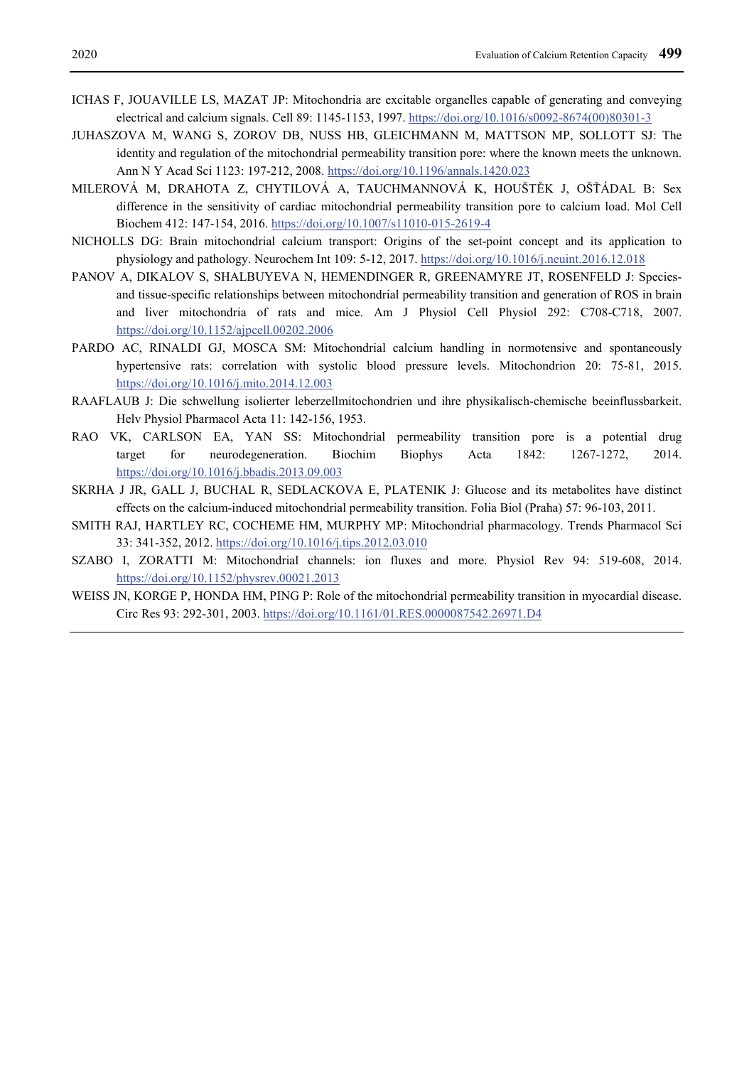ICHAS F, JOUAVILLE LS, MAZAT JP: Mitochondria are excitable organelles capable of generating and conveying electrical and calcium signals. Cell 89: 1145-1153, 1997. https://doi.org/10.1016/s0092-8674(00)80301-3

JUHASZOVA M, WANG S, ZOROV DB, NUSS HB, GLEICHMANN M, MATTSON MP, SOLLOTT SJ: The identity and regulation of the mitochondrial permeability transition pore: where the known meets the unknown. Ann N Y Acad Sci 1123: 197-212, 2008. https://doi.org/10.1196/annals.1420.023

MILEROVÁ M, DRAHOTA Z, CHYTILOVÁ A, TAUCHMANNOVÁ K, HOUŠTĚK J, OŠŤÁDAL B: Sex difference in the sensitivity of cardiac mitochondrial permeability transition pore to calcium load. Mol Cell Biochem 412: 147-154, 2016. https://doi.org/10.1007/s11010-015-2619-4

NICHOLLS DG: Brain mitochondrial calcium transport: Origins of the set-point concept and its application to physiology and pathology. Neurochem Int 109: 5-12, 2017. https://doi.org/10.1016/j.neuint.2016.12.018

PANOV A, DIKALOV S, SHALBUYEVA N, HEMENDINGER R, GREENAMYRE JT, ROSENFELD J: Species- and tissue-specific relationships between mitochondrial permeability transition and generation of ROS in brain and liver mitochondria of rats and mice. Am J Physiol Cell Physiol 292: C708-C718, 2007. https://doi.org/10.1152/ajpcell.00202.2006

PARDO AC, RINALDI GJ, MOSCA SM: Mitochondrial calcium handling in normotensive and spontaneously hypertensive rats: correlation with systolic blood pressure levels. Mitochondrion 20: 75-81, 2015. https://doi.org/10.1016/j.mito.2014.12.003

RAAFLAUB J: Die schwellung isolierter leberzellmitochondrien und ihre physikalisch-chemische beeinflussbarkeit. Helv Physiol Pharmacol Acta 11: 142-156, 1953.

RAO VK, CARLSON EA, YAN SS: Mitochondrial permeability transition pore is a potential drug target for neurodegeneration. Biochim Biophys Acta 1842: 1267-1272, 2014. https://doi.org/10.1016/j.bbadis.2013.09.003

SKRHA J JR, GALL J, BUCHAL R, SEDLACKOVA E, PLATENIK J: Glucose and its metabolites have distinct effects on the calcium-induced mitochondrial permeability transition. Folia Biol (Praha) 57: 96-103, 2011.

SMITH RAJ, HARTLEY RC, COCHEME HM, MURPHY MP: Mitochondrial pharmacology. Trends Pharmacol Sci 33: 341-352, 2012. https://doi.org/10.1016/j.tips.2012.03.010

SZABO I, ZORATTI M: Mitochondrial channels: ion fluxes and more. Physiol Rev 94: 519-608, 2014. https://doi.org/10.1152/physrev.00021.2013

WEISS JN, KORGE P, HONDA HM, PING P: Role of the mitochondrial permeability transition in myocardial disease. Circ Res 93: 292-301, 2003. https://doi.org/10.1161/01.RES.0000087542.26971.D4